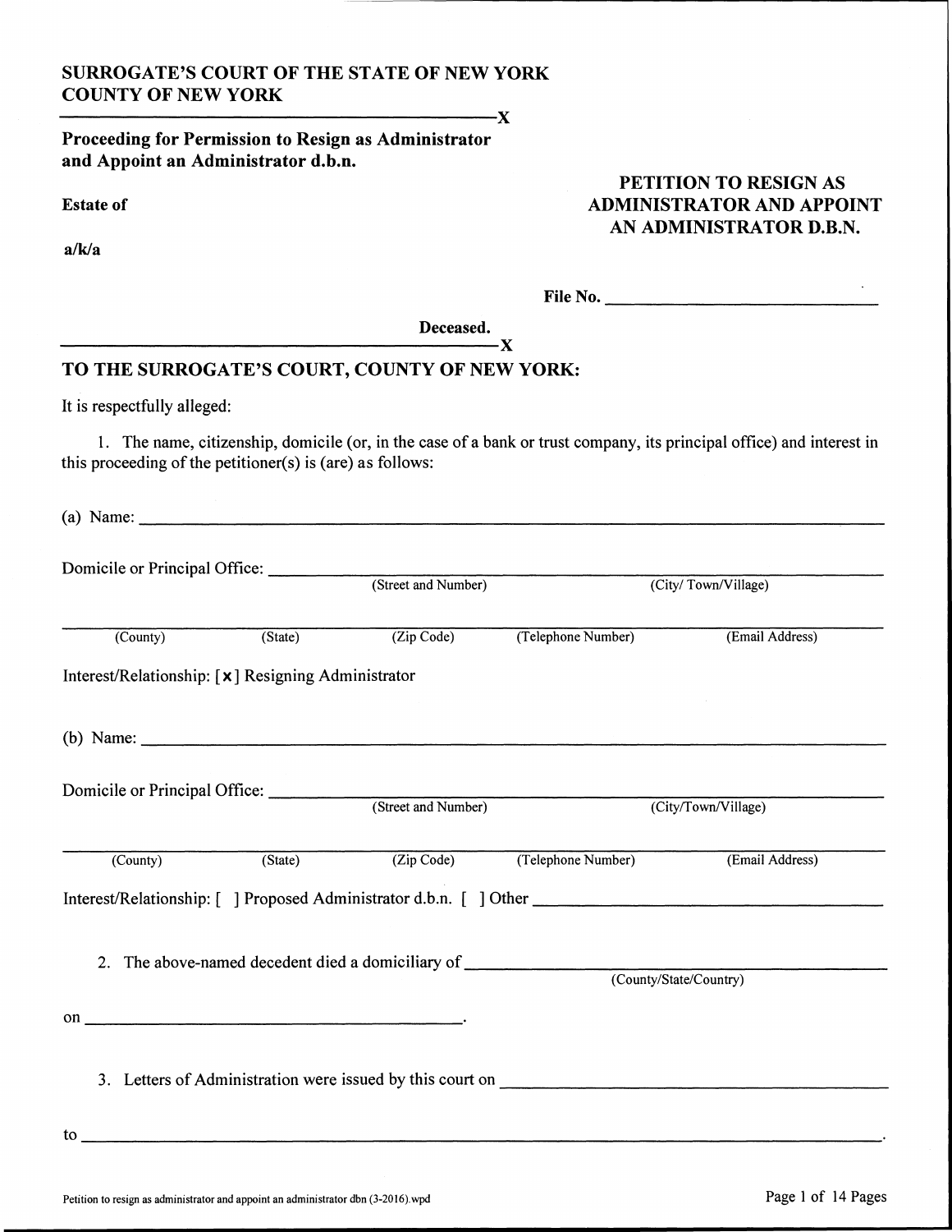**SURROGATE'S COURT OF THE STATE OF NEW YORK**
**COUNTY OF NEW YORK**

---------------------------------------------------------------X

**Proceeding for Permission to Resign as Administrator and Appoint an Administrator d.b.n.**

**Estate of**

**a/k/a**

**PETITION TO RESIGN AS ADMINISTRATOR AND APPOINT AN ADMINISTRATOR D.B.N.**

**File No.** ______________________________

**Deceased.**

---------------------------------------------------------------X

## TO THE SURROGATE'S COURT, COUNTY OF NEW YORK:

It is respectfully alleged:

1. The name, citizenship, domicile (or, in the case of a bank or trust company, its principal office) and interest in this proceeding of the petitioner(s) is (are) as follows:

(a) Name: ______________________________________________________________________

Domicile or Principal Office: ______________________________________________________
(Street and Number) (City/ Town/Village)

_______________________________________________________________________________
(County) (State) (Zip Code) (Telephone Number) (Email Address)

Interest/Relationship: [x] Resigning Administrator

(b) Name: ______________________________________________________________________

Domicile or Principal Office: ______________________________________________________
(Street and Number) (City/Town/Village)

_______________________________________________________________________________
(County) (State) (Zip Code) (Telephone Number) (Email Address)

Interest/Relationship: [ ] Proposed Administrator d.b.n. [ ] Other ____________________________

2. The above-named decedent died a domiciliary of ______________________________________
(County/State/Country)

on ______________________________.

3. Letters of Administration were issued by this court on ________________________________

to ______________________________________________________________________________.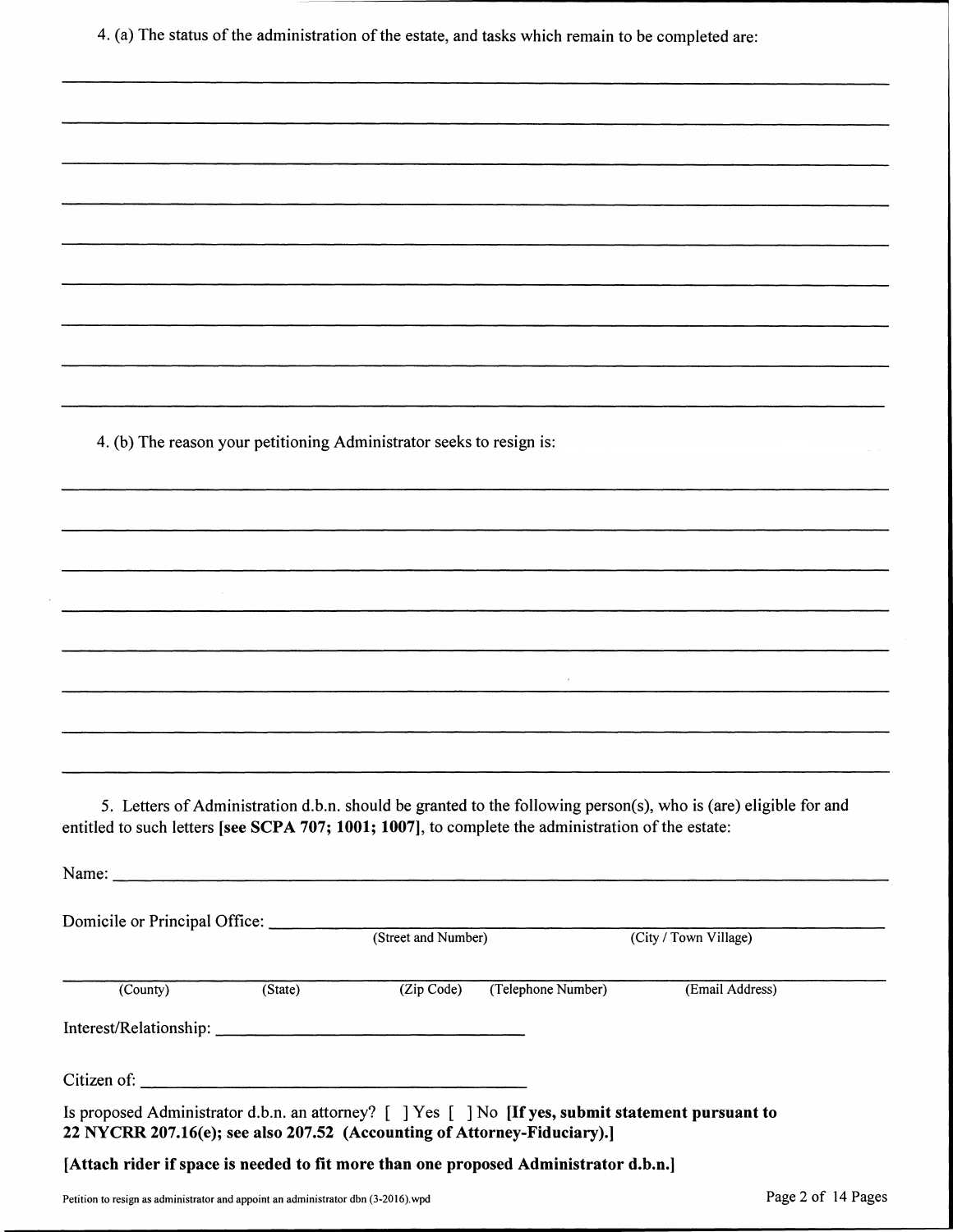4. (a) The status of the administration of the estate, and tasks which remain to be completed are:

_______________________________________________________________________________

_______________________________________________________________________________

_______________________________________________________________________________

_______________________________________________________________________________

_______________________________________________________________________________

_______________________________________________________________________________

_______________________________________________________________________________

_______________________________________________________________________________

_______________________________________________________________________________

4. (b) The reason your petitioning Administrator seeks to resign is:

_______________________________________________________________________________

_______________________________________________________________________________

_______________________________________________________________________________

_______________________________________________________________________________

_______________________________________________________________________________

_______________________________________________________________________________

_______________________________________________________________________________

_______________________________________________________________________________

5. Letters of Administration d.b.n. should be granted to the following person(s), who is (are) eligible for and entitled to such letters **[see SCPA 707; 1001; 1007]**, to complete the administration of the estate:

Name: _______________________________________________________________________

Domicile or Principal Office: ____________________________________________________
(Street and Number) (City / Town Village)

_______________________________________________________________________________
(County) (State) (Zip Code) (Telephone Number) (Email Address)

Interest/Relationship: ________________________________

Citizen of: ________________________________

Is proposed Administrator d.b.n. an attorney? [ ] Yes [ ] No **[If yes, submit statement pursuant to 22 NYCRR 207.16(e); see also 207.52 (Accounting of Attorney-Fiduciary).]**

**[Attach rider if space is needed to fit more than one proposed Administrator d.b.n.]**

Petition to resign as administrator and appoint an administrator dbn (3-2016).wpd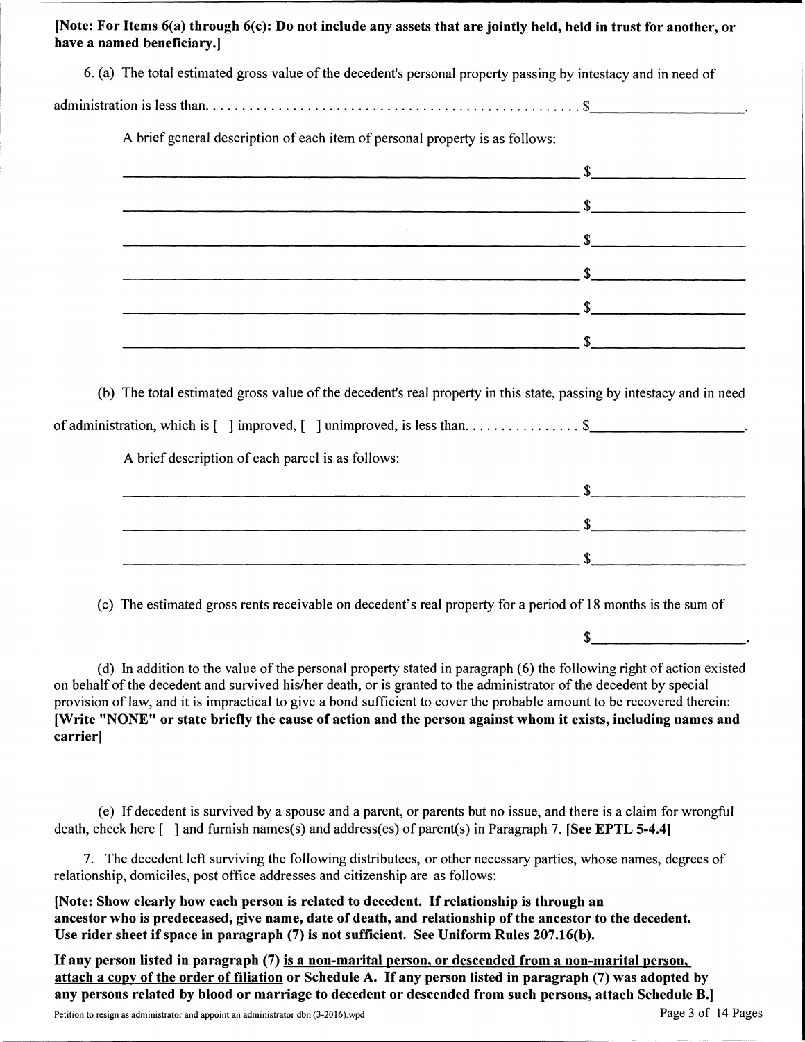**[Note: For Items 6(a) through 6(c): Do not include any assets that are jointly held, held in trust for another, or have a named beneficiary.]**

6. (a) The total estimated gross value of the decedent's personal property passing by intestacy and in need of administration is less than. . . . . . . . . . . . . . . . . . . . . . . . . . . . . . . . . . . . . . . . . . . . . . . . . . $__________________.

A brief general description of each item of personal property is as follows:

_____________________________________________ $__________________

_____________________________________________ $__________________

_____________________________________________ $__________________

_____________________________________________ $__________________

_____________________________________________ $__________________

_____________________________________________ $__________________

(b) The total estimated gross value of the decedent's real property in this state, passing by intestacy and in need of administration, which is [ ] improved, [ ] unimproved, is less than. . . . . . . . . . . . . . . . $__________________.

A brief description of each parcel is as follows:

_____________________________________________ $__________________

_____________________________________________ $__________________

_____________________________________________ $__________________

(c) The estimated gross rents receivable on decedent's real property for a period of 18 months is the sum of

$__________________.

(d) In addition to the value of the personal property stated in paragraph (6) the following right of action existed on behalf of the decedent and survived his/her death, or is granted to the administrator of the decedent by special provision of law, and it is impractical to give a bond sufficient to cover the probable amount to be recovered therein: **[Write "NONE" or state briefly the cause of action and the person against whom it exists, including names and carrier]**

(e) If decedent is survived by a spouse and a parent, or parents but no issue, and there is a claim for wrongful death, check here [ ] and furnish names(s) and address(es) of parent(s) in Paragraph 7. **[See EPTL 5-4.4]**

7. The decedent left surviving the following distributees, or other necessary parties, whose names, degrees of relationship, domiciles, post office addresses and citizenship are as follows:

**[Note: Show clearly how each person is related to decedent. If relationship is through an ancestor who is predeceased, give name, date of death, and relationship of the ancestor to the decedent. Use rider sheet if space in paragraph (7) is not sufficient. See Uniform Rules 207.16(b).**

**If any person listed in paragraph (7) <u>is a non-marital person, or descended from a non-marital person, attach a copy of the order of filiation</u> or Schedule A. If any person listed in paragraph (7) was adopted by any persons related by blood or marriage to decedent or descended from such persons, attach Schedule B.]**

Petition to resign as administrator and appoint an administrator dbn (3-2016).wpd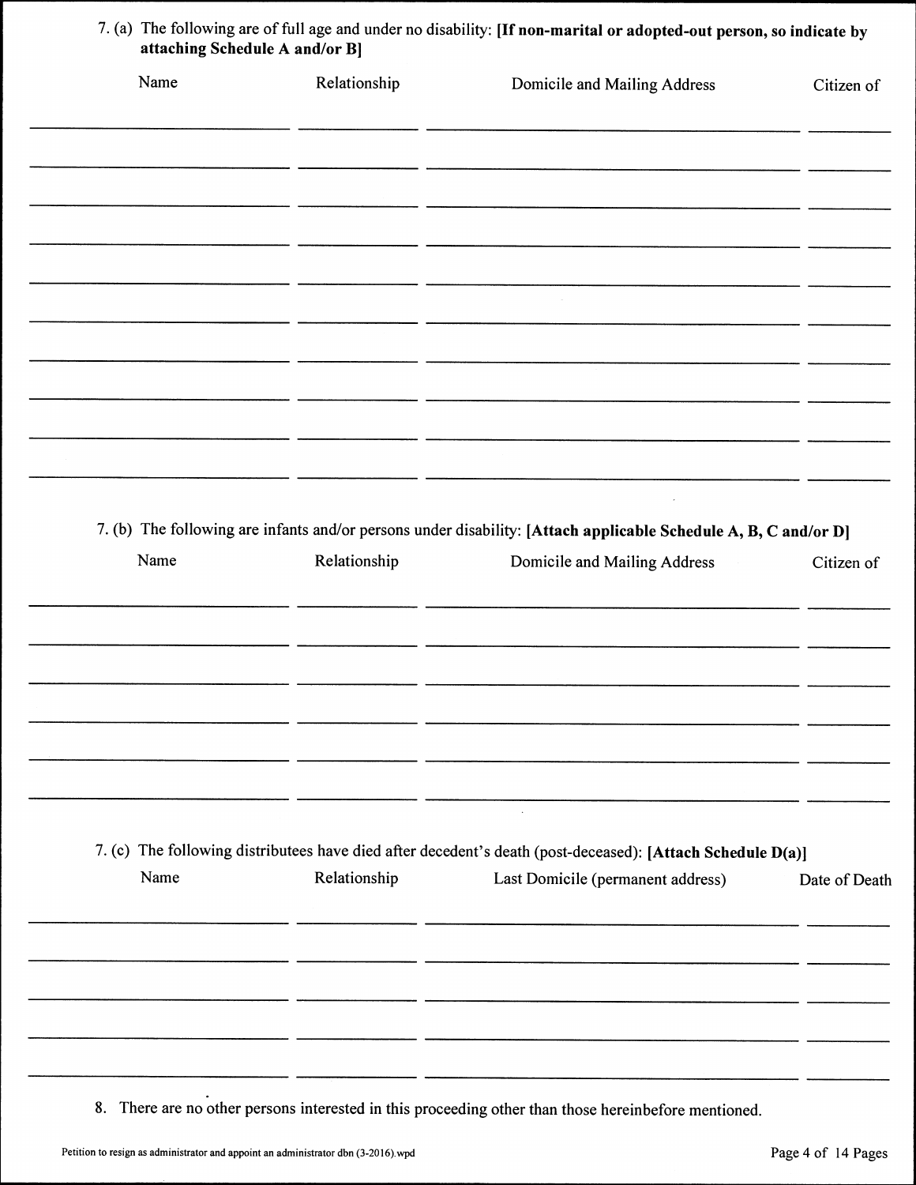7. (a) The following are of full age and under no disability: **[If non-marital or adopted-out person, so indicate by attaching Schedule A and/or B]**

| Name | Relationship | Domicile and Mailing Address | Citizen of |
|---|---|---|---|
| | | | |
| | | | |
| | | | |
| | | | |
| | | | |
| | | | |
| | | | |
| | | | |
| | | | |
| | | | |

7. (b) The following are infants and/or persons under disability: **[Attach applicable Schedule A, B, C and/or D]**

| Name | Relationship | Domicile and Mailing Address | Citizen of |
|---|---|---|---|
| | | | |
| | | | |
| | | | |
| | | | |
| | | | |
| | | | |

7. (c) The following distributees have died after decedent's death (post-deceased): **[Attach Schedule D(a)]**

| Name | Relationship | Last Domicile (permanent address) | Date of Death |
|---|---|---|---|
| | | | |
| | | | |
| | | | |
| | | | |
| | | | |

8. There are no other persons interested in this proceeding other than those hereinbefore mentioned.

Petition to resign as administrator and appoint an administrator dbn (3-2016).wpd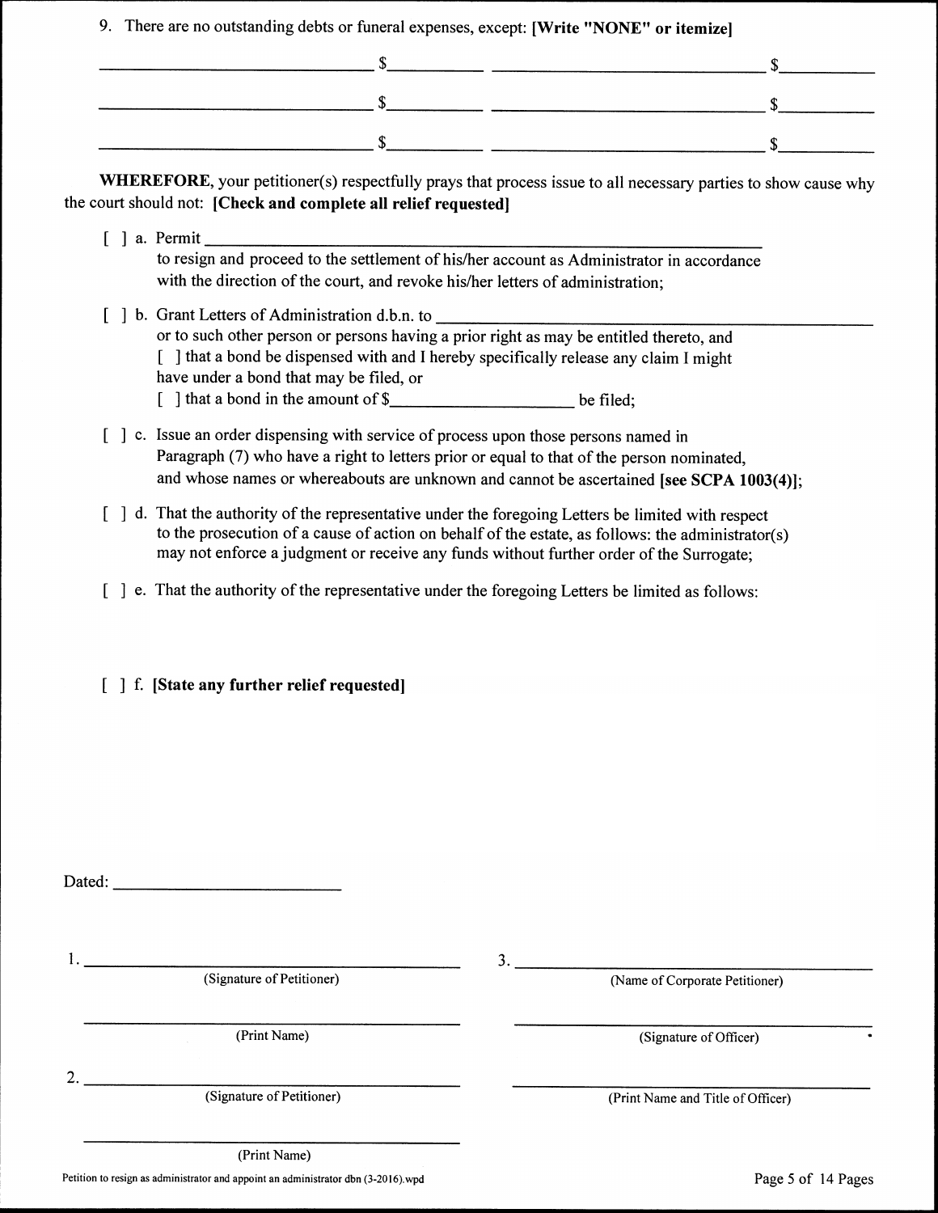9. There are no outstanding debts or funeral expenses, except: **[Write "NONE" or itemize]**

| | | | |
|---|---|---|---|
| ______________________________ | $__________ | ______________________________ | $__________ |
| ______________________________ | $__________ | ______________________________ | $__________ |
| ______________________________ | $__________ | ______________________________ | $__________ |

**WHEREFORE**, your petitioner(s) respectfully prays that process issue to all necessary parties to show cause why the court should not: **[Check and complete all relief requested]**

[ ] a. Permit ____________________________________________________________
to resign and proceed to the settlement of his/her account as Administrator in accordance with the direction of the court, and revoke his/her letters of administration;

[ ] b. Grant Letters of Administration d.b.n. to ______________________________________________
or to such other person or persons having a prior right as may be entitled thereto, and
[ ] that a bond be dispensed with and I hereby specifically release any claim I might have under a bond that may be filed, or
[ ] that a bond in the amount of $____________________ be filed;

[ ] c. Issue an order dispensing with service of process upon those persons named in Paragraph (7) who have a right to letters prior or equal to that of the person nominated, and whose names or whereabouts are unknown and cannot be ascertained **[see SCPA 1003(4)]**;

[ ] d. That the authority of the representative under the foregoing Letters be limited with respect to the prosecution of a cause of action on behalf of the estate, as follows: the administrator(s) may not enforce a judgment or receive any funds without further order of the Surrogate;

[ ] e. That the authority of the representative under the foregoing Letters be limited as follows:

[ ] f. **[State any further relief requested]**

Dated: ________________________

1. ______________________________________
(Signature of Petitioner)

______________________________________
(Print Name)

2. ______________________________________
(Signature of Petitioner)

______________________________________
(Print Name)

3. ______________________________________
(Name of Corporate Petitioner)

______________________________________
(Signature of Officer)

______________________________________
(Print Name and Title of Officer)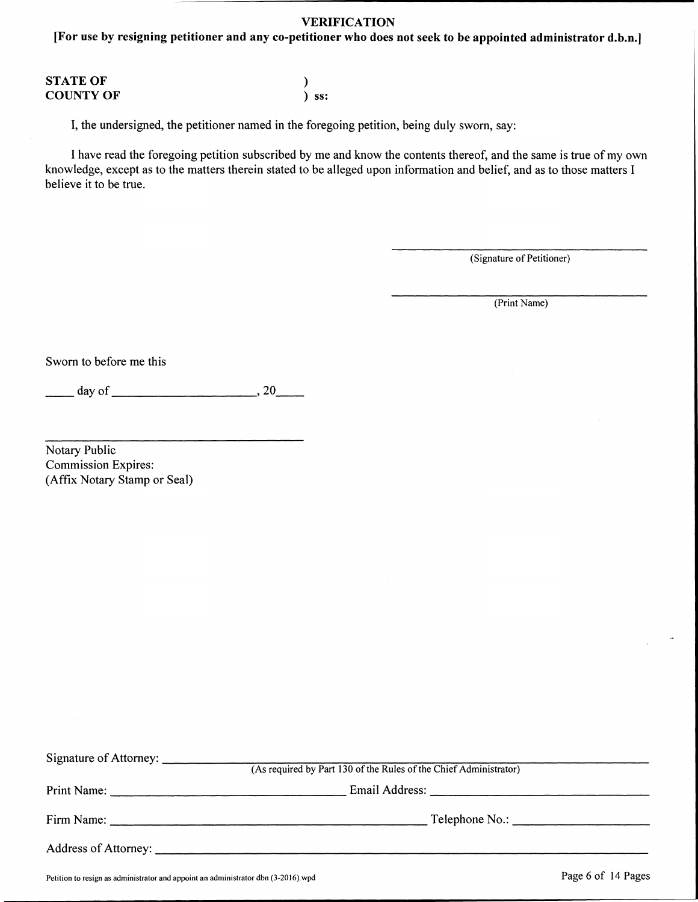## VERIFICATION

**[For use by resigning petitioner and any co-petitioner who does not seek to be appointed administrator d.b.n.]**

**STATE OF** )
**COUNTY OF** ) **ss:**

I, the undersigned, the petitioner named in the foregoing petition, being duly sworn, say:

I have read the foregoing petition subscribed by me and know the contents thereof, and the same is true of my own knowledge, except as to the matters therein stated to be alleged upon information and belief, and as to those matters I believe it to be true.

\_\_\_\_\_\_\_\_\_\_\_\_\_\_\_\_\_\_\_\_\_\_\_\_\_\_\_\_\_\_\_\_\_\_\_\_
(Signature of Petitioner)

\_\_\_\_\_\_\_\_\_\_\_\_\_\_\_\_\_\_\_\_\_\_\_\_\_\_\_\_\_\_\_\_\_\_\_\_
(Print Name)

Sworn to before me this

\_\_\_\_ day of \_\_\_\_\_\_\_\_\_\_\_\_\_\_\_\_\_\_\_\_, 20\_\_\_\_

\_\_\_\_\_\_\_\_\_\_\_\_\_\_\_\_\_\_\_\_\_\_\_\_\_\_\_\_\_\_\_\_\_\_\_\_
Notary Public
Commission Expires:
(Affix Notary Stamp or Seal)

Signature of Attorney: \_\_\_\_\_\_\_\_\_\_\_\_\_\_\_\_\_\_\_\_\_\_\_\_\_\_\_\_\_\_\_\_\_\_\_\_\_\_\_\_\_\_\_\_
(As required by Part 130 of the Rules of the Chief Administrator)

Print Name: \_\_\_\_\_\_\_\_\_\_\_\_\_\_\_\_\_\_\_\_\_\_\_\_\_\_\_\_ Email Address: \_\_\_\_\_\_\_\_\_\_\_\_\_\_\_\_\_\_\_\_\_\_\_\_\_\_\_\_

Firm Name: \_\_\_\_\_\_\_\_\_\_\_\_\_\_\_\_\_\_\_\_\_\_\_\_\_\_\_\_\_\_\_\_\_\_\_\_ Telephone No.: \_\_\_\_\_\_\_\_\_\_\_\_\_\_\_\_\_\_\_\_

Address of Attorney: \_\_\_\_\_\_\_\_\_\_\_\_\_\_\_\_\_\_\_\_\_\_\_\_\_\_\_\_\_\_\_\_\_\_\_\_\_\_\_\_\_\_\_\_\_\_\_\_\_\_\_\_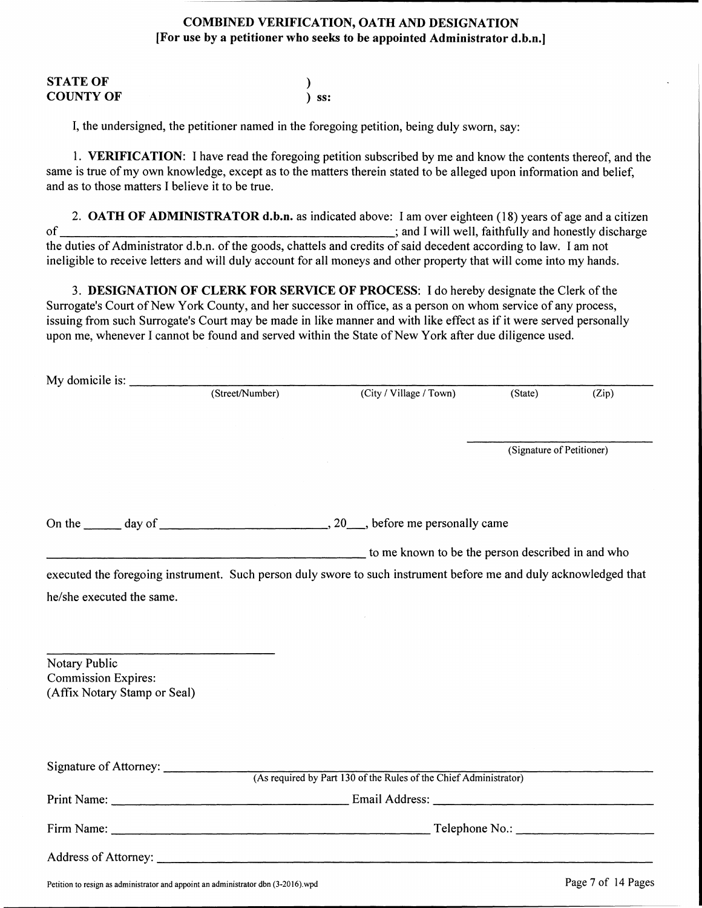**COMBINED VERIFICATION, OATH AND DESIGNATION**
**[For use by a petitioner who seeks to be appointed Administrator d.b.n.]**

**STATE OF** )
**COUNTY OF** ) **ss:**

I, the undersigned, the petitioner named in the foregoing petition, being duly sworn, say:

1. **VERIFICATION**: I have read the foregoing petition subscribed by me and know the contents thereof, and the same is true of my own knowledge, except as to the matters therein stated to be alleged upon information and belief, and as to those matters I believe it to be true.

2. **OATH OF ADMINISTRATOR d.b.n.** as indicated above: I am over eighteen (18) years of age and a citizen of ______________________________; and I will well, faithfully and honestly discharge the duties of Administrator d.b.n. of the goods, chattels and credits of said decedent according to law. I am not ineligible to receive letters and will duly account for all moneys and other property that will come into my hands.

3. **DESIGNATION OF CLERK FOR SERVICE OF PROCESS**: I do hereby designate the Clerk of the Surrogate's Court of New York County, and her successor in office, as a person on whom service of any process, issuing from such Surrogate's Court may be made in like manner and with like effect as if it were served personally upon me, whenever I cannot be found and served within the State of New York after due diligence used.

My domicile is: ______________________________________________
(Street/Number) (City / Village / Town) (State) (Zip)

______________________________
(Signature of Petitioner)

On the ______ day of ______________________, 20___, before me personally came

______________________________ to me known to be the person described in and who executed the foregoing instrument. Such person duly swore to such instrument before me and duly acknowledged that he/she executed the same.

______________________________
Notary Public
Commission Expires:
(Affix Notary Stamp or Seal)

Signature of Attorney: ______________________________
(As required by Part 130 of the Rules of the Chief Administrator)

Print Name: ______________________ Email Address: ______________________

Firm Name: ______________________ Telephone No.: ______________________

Address of Attorney: ______________________________

Petition to resign as administrator and appoint an administrator dbn (3-2016).wpd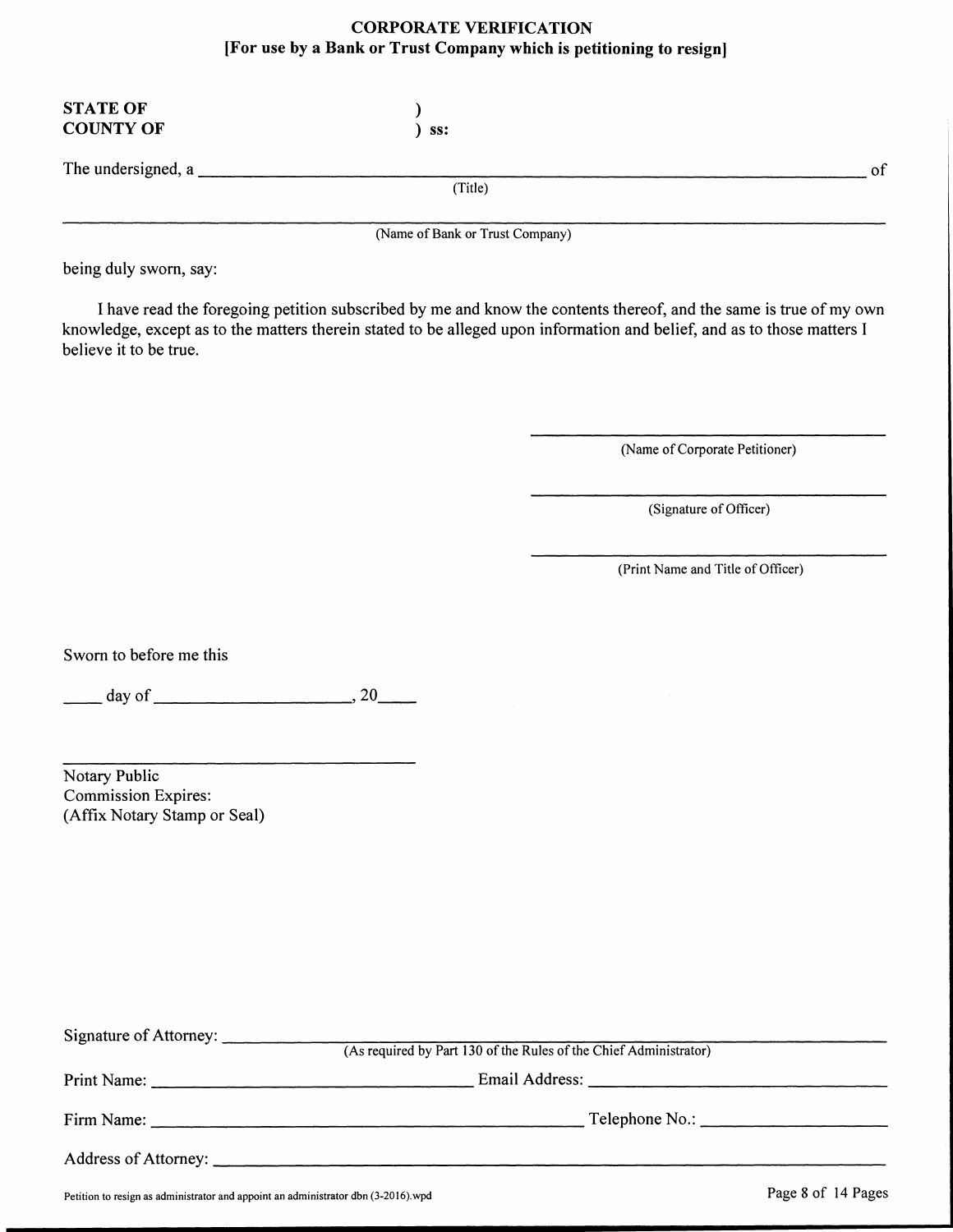# CORPORATE VERIFICATION
## [For use by a Bank or Trust Company which is petitioning to resign]

**STATE OF** )
**COUNTY OF** ) **ss:**

The undersigned, a ______________________________________________ of
(Title)

______________________________________________
(Name of Bank or Trust Company)

being duly sworn, say:

I have read the foregoing petition subscribed by me and know the contents thereof, and the same is true of my own knowledge, except as to the matters therein stated to be alleged upon information and belief, and as to those matters I believe it to be true.

______________________________
(Name of Corporate Petitioner)

______________________________
(Signature of Officer)

______________________________
(Print Name and Title of Officer)

Sworn to before me this

____ day of ____________________, 20____

______________________________
Notary Public
Commission Expires:
(Affix Notary Stamp or Seal)

Signature of Attorney: ______________________________________________
(As required by Part 130 of the Rules of the Chief Administrator)

Print Name: ______________________________ Email Address: ______________________________

Firm Name: ______________________________ Telephone No.: ______________________________

Address of Attorney: ______________________________________________

Petition to resign as administrator and appoint an administrator dbn (3-2016).wpd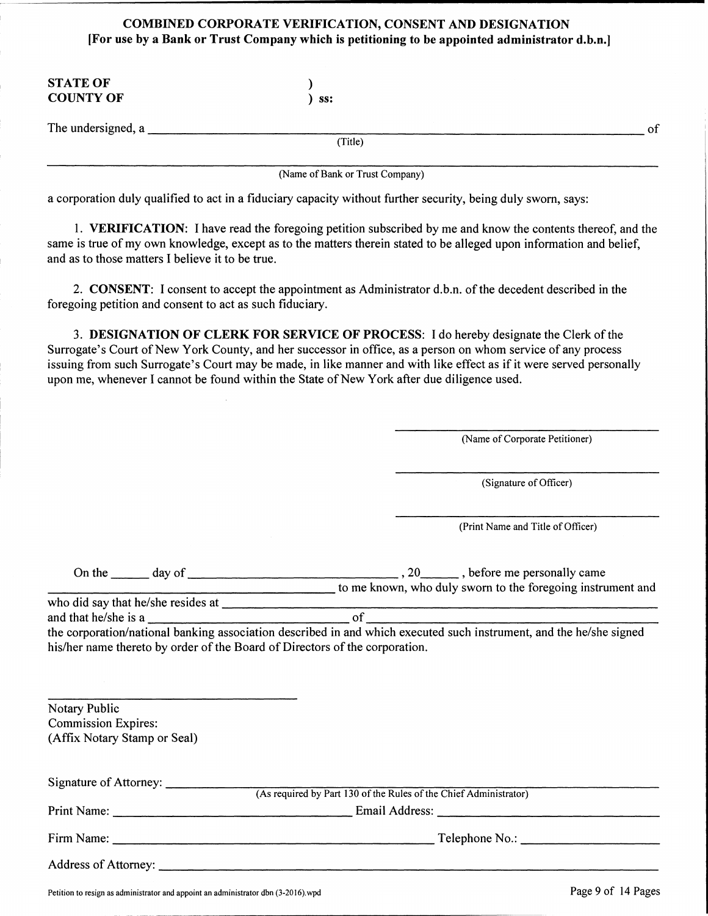## COMBINED CORPORATE VERIFICATION, CONSENT AND DESIGNATION
**[For use by a Bank or Trust Company which is petitioning to be appointed administrator d.b.n.]**

**STATE OF** )
**COUNTY OF** ) **ss:**

The undersigned, a ______________________________________________ of
(Title)

______________________________________________
(Name of Bank or Trust Company)

a corporation duly qualified to act in a fiduciary capacity without further security, being duly sworn, says:

1. **VERIFICATION**: I have read the foregoing petition subscribed by me and know the contents thereof, and the same is true of my own knowledge, except as to the matters therein stated to be alleged upon information and belief, and as to those matters I believe it to be true.

2. **CONSENT**: I consent to accept the appointment as Administrator d.b.n. of the decedent described in the foregoing petition and consent to act as such fiduciary.

3. **DESIGNATION OF CLERK FOR SERVICE OF PROCESS**: I do hereby designate the Clerk of the Surrogate's Court of New York County, and her successor in office, as a person on whom service of any process issuing from such Surrogate's Court may be made, in like manner and with like effect as if it were served personally upon me, whenever I cannot be found within the State of New York after due diligence used.

______________________________
(Name of Corporate Petitioner)

______________________________
(Signature of Officer)

______________________________
(Print Name and Title of Officer)

On the ______ day of ______________________, 20______, before me personally came ______________________ to me known, who duly sworn to the foregoing instrument and who did say that he/she resides at ______________________ and that he/she is a ______________________ of ______________________ the corporation/national banking association described in and which executed such instrument, and the he/she signed his/her name thereto by order of the Board of Directors of the corporation.

______________________________
Notary Public
Commission Expires:
(Affix Notary Stamp or Seal)

Signature of Attorney: ______________________________
(As required by Part 130 of the Rules of the Chief Administrator)

Print Name: ______________________ Email Address: ______________________

Firm Name: ______________________ Telephone No.: ______________________

Address of Attorney: ______________________________

Petition to resign as administrator and appoint an administrator dbn (3-2016).wpd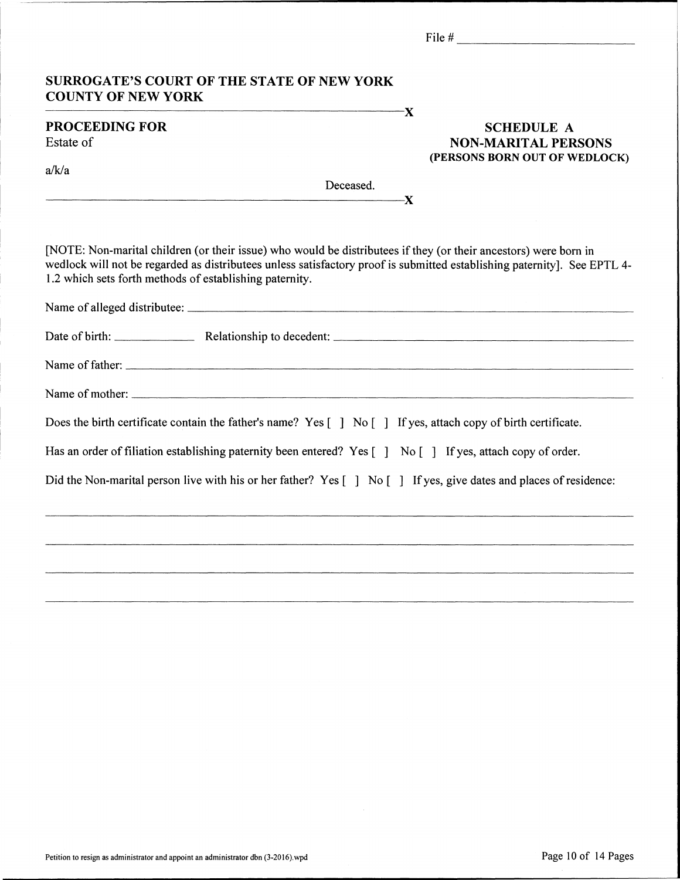File # ____________________

**SURROGATE'S COURT OF THE STATE OF NEW YORK**
**COUNTY OF NEW YORK**

---X

**PROCEEDING FOR**
Estate of

a/k/a

Deceased.

---X

**SCHEDULE A**
**NON-MARITAL PERSONS**
**(PERSONS BORN OUT OF WEDLOCK)**

[NOTE: Non-marital children (or their issue) who would be distributees if they (or their ancestors) were born in wedlock will not be regarded as distributees unless satisfactory proof is submitted establishing paternity]. See EPTL 4-1.2 which sets forth methods of establishing paternity.

Name of alleged distributee: ____________________________________________

Date of birth: ____________ Relationship to decedent: ____________________________________________

Name of father: ____________________________________________

Name of mother: ____________________________________________

Does the birth certificate contain the father's name? Yes [ ] No [ ] If yes, attach copy of birth certificate.

Has an order of filiation establishing paternity been entered? Yes [ ] No [ ] If yes, attach copy of order.

Did the Non-marital person live with his or her father? Yes [ ] No [ ] If yes, give dates and places of residence:

____________________________________________

____________________________________________

____________________________________________

____________________________________________

Petition to resign as administrator and appoint an administrator dbn (3-2016).wpd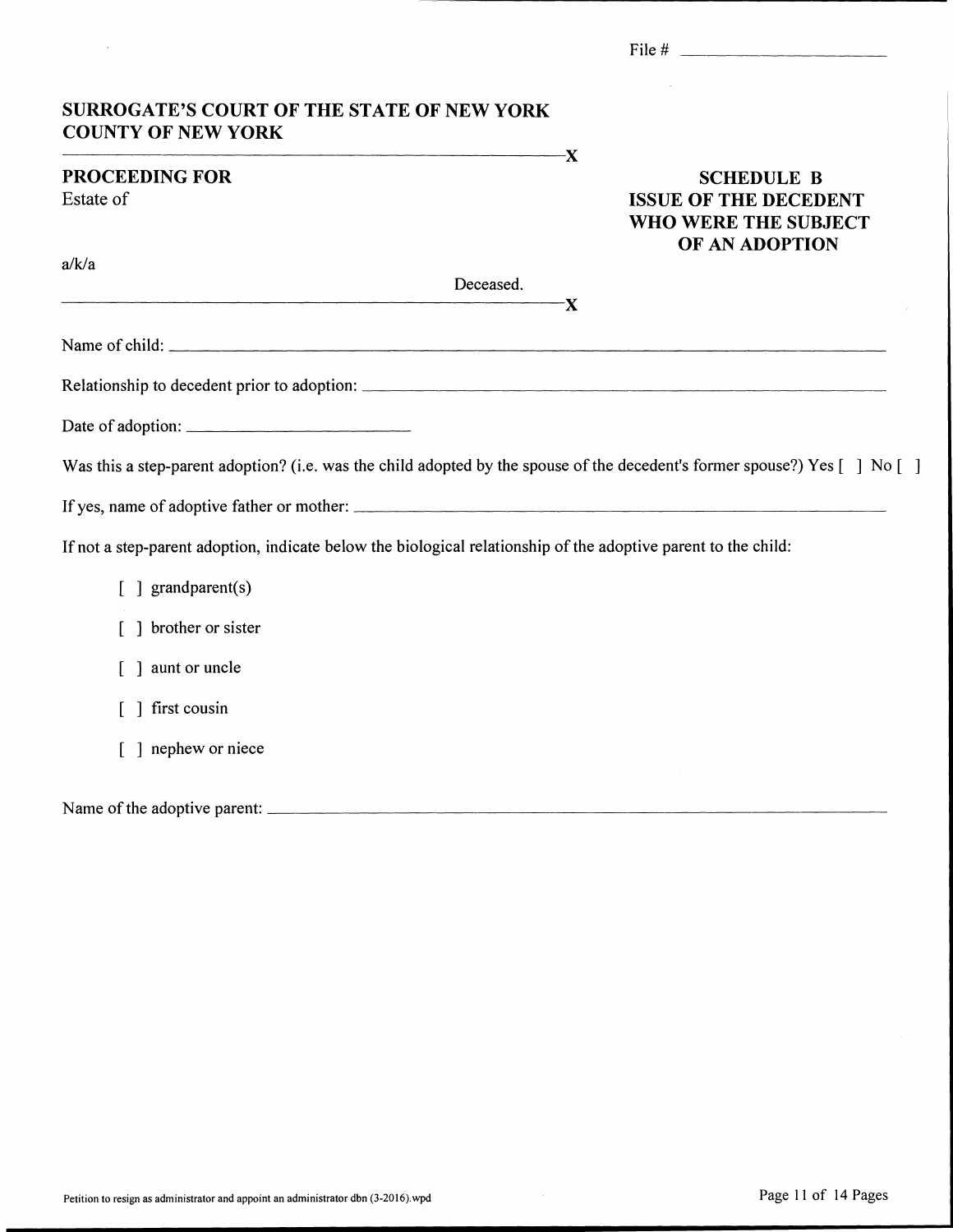File # \_\_\_\_\_\_\_\_\_\_\_\_\_\_\_\_\_\_\_\_

**SURROGATE'S COURT OF THE STATE OF NEW YORK**
**COUNTY OF NEW YORK**

---

**PROCEEDING FOR**
Estate of

a/k/a

Deceased.

---

**SCHEDULE B**
**ISSUE OF THE DECEDENT WHO WERE THE SUBJECT OF AN ADOPTION**

Name of child: \_\_\_\_\_\_\_\_\_\_\_\_\_\_\_\_\_\_\_\_\_\_\_\_\_\_\_\_\_\_\_\_\_\_\_\_\_\_\_\_

Relationship to decedent prior to adoption: \_\_\_\_\_\_\_\_\_\_\_\_\_\_\_\_\_\_\_\_\_\_\_\_\_\_\_\_\_\_

Date of adoption: \_\_\_\_\_\_\_\_\_\_\_\_\_\_\_\_\_\_\_\_

Was this a step-parent adoption? (i.e. was the child adopted by the spouse of the decedent's former spouse?) Yes [ ] No [ ]

If yes, name of adoptive father or mother: \_\_\_\_\_\_\_\_\_\_\_\_\_\_\_\_\_\_\_\_\_\_\_\_\_\_\_\_\_\_

If not a step-parent adoption, indicate below the biological relationship of the adoptive parent to the child:

[ ] grandparent(s)

[ ] brother or sister

[ ] aunt or uncle

[ ] first cousin

[ ] nephew or niece

Name of the adoptive parent: \_\_\_\_\_\_\_\_\_\_\_\_\_\_\_\_\_\_\_\_\_\_\_\_\_\_\_\_\_\_\_\_\_\_\_\_

Petition to resign as administrator and appoint an administrator dbn (3-2016).wpd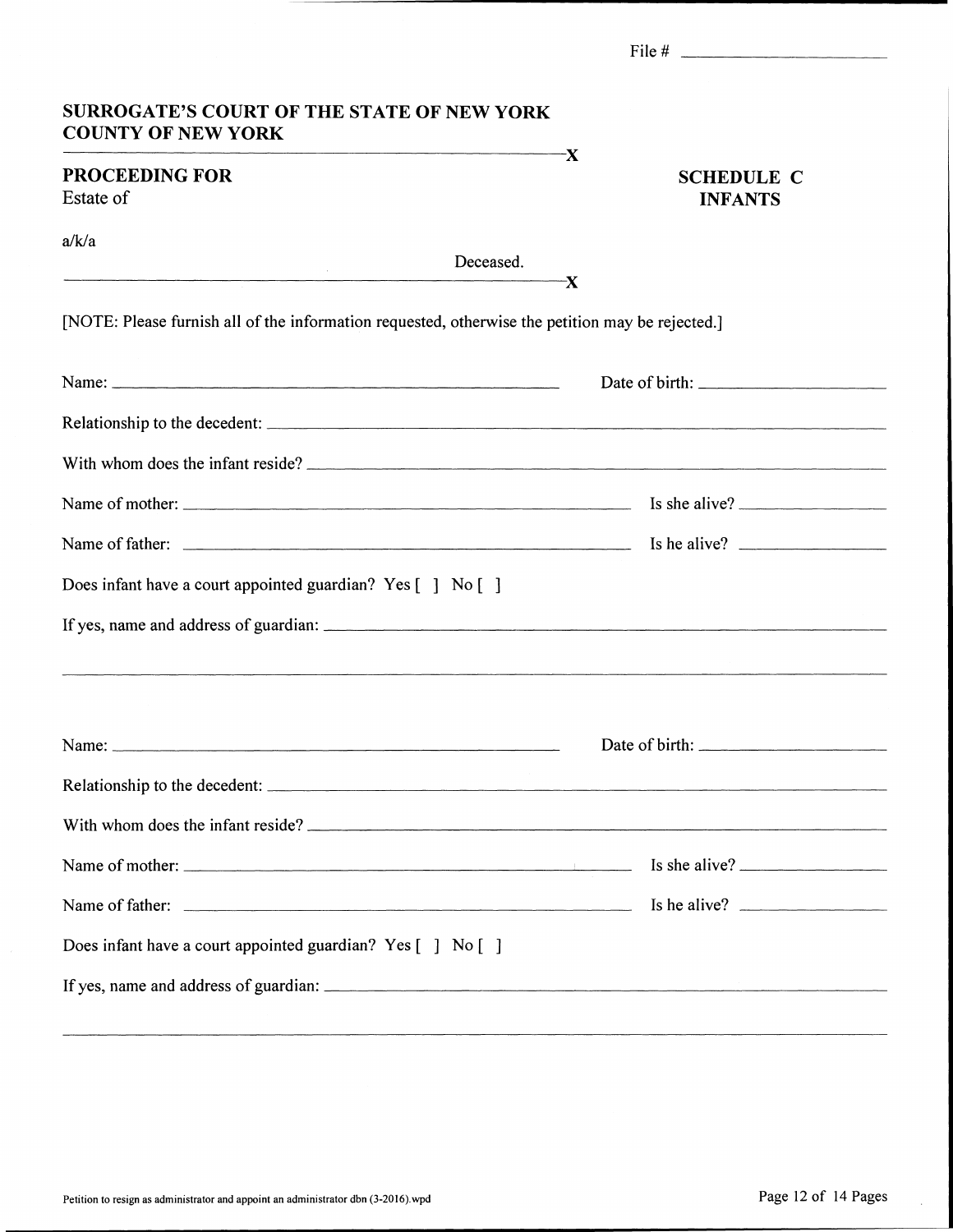File # ____________________

**SURROGATE'S COURT OF THE STATE OF NEW YORK**
**COUNTY OF NEW YORK**

---------------------------------------------------------------X

**PROCEEDING FOR**
Estate of

a/k/a

Deceased.

---------------------------------------------------------------X

**SCHEDULE C**
**INFANTS**

[NOTE: Please furnish all of the information requested, otherwise the petition may be rejected.]

Name: ________________________________________ Date of birth: ____________________

Relationship to the decedent: ____________________________________________________________

With whom does the infant reside? ________________________________________________________

Name of mother: ________________________________________ Is she alive? ______________

Name of father: ________________________________________ Is he alive? ______________

Does infant have a court appointed guardian? Yes [ ] No [ ]

If yes, name and address of guardian: ______________________________________________________

______________________________________________________________________________________

Name: ________________________________________ Date of birth: ____________________

Relationship to the decedent: ____________________________________________________________

With whom does the infant reside? ________________________________________________________

Name of mother: ________________________________________ Is she alive? ______________

Name of father: ________________________________________ Is he alive? ______________

Does infant have a court appointed guardian? Yes [ ] No [ ]

If yes, name and address of guardian: ______________________________________________________

______________________________________________________________________________________

Petition to resign as administrator and appoint an administrator dbn (3-2016).wpd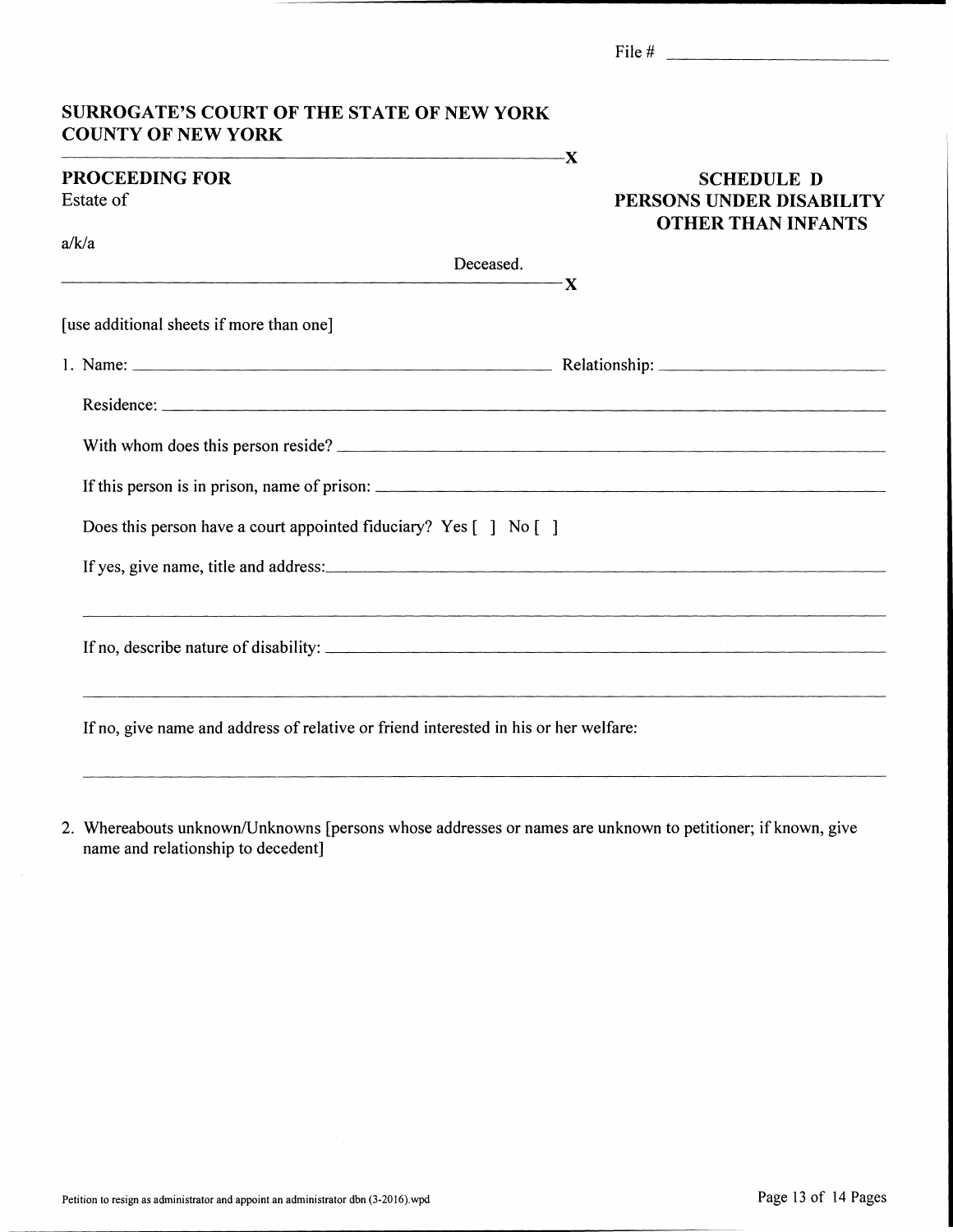File # ____________________

**SURROGATE'S COURT OF THE STATE OF NEW YORK**
**COUNTY OF NEW YORK**

---

**PROCEEDING FOR**
Estate of

a/k/a

Deceased.

---

**SCHEDULE D**
**PERSONS UNDER DISABILITY OTHER THAN INFANTS**

[use additional sheets if more than one]

1. Name: ____________________ Relationship: ____________________

   Residence: ____________________

   With whom does this person reside? ____________________

   If this person is in prison, name of prison: ____________________

   Does this person have a court appointed fiduciary? Yes [ ] No [ ]

   If yes, give name, title and address: ____________________

   ____________________

   If no, describe nature of disability: ____________________

   ____________________

   If no, give name and address of relative or friend interested in his or her welfare:

   ____________________

2. Whereabouts unknown/Unknowns [persons whose addresses or names are unknown to petitioner; if known, give name and relationship to decedent]

Petition to resign as administrator and appoint an administrator dbn (3-2016).wpd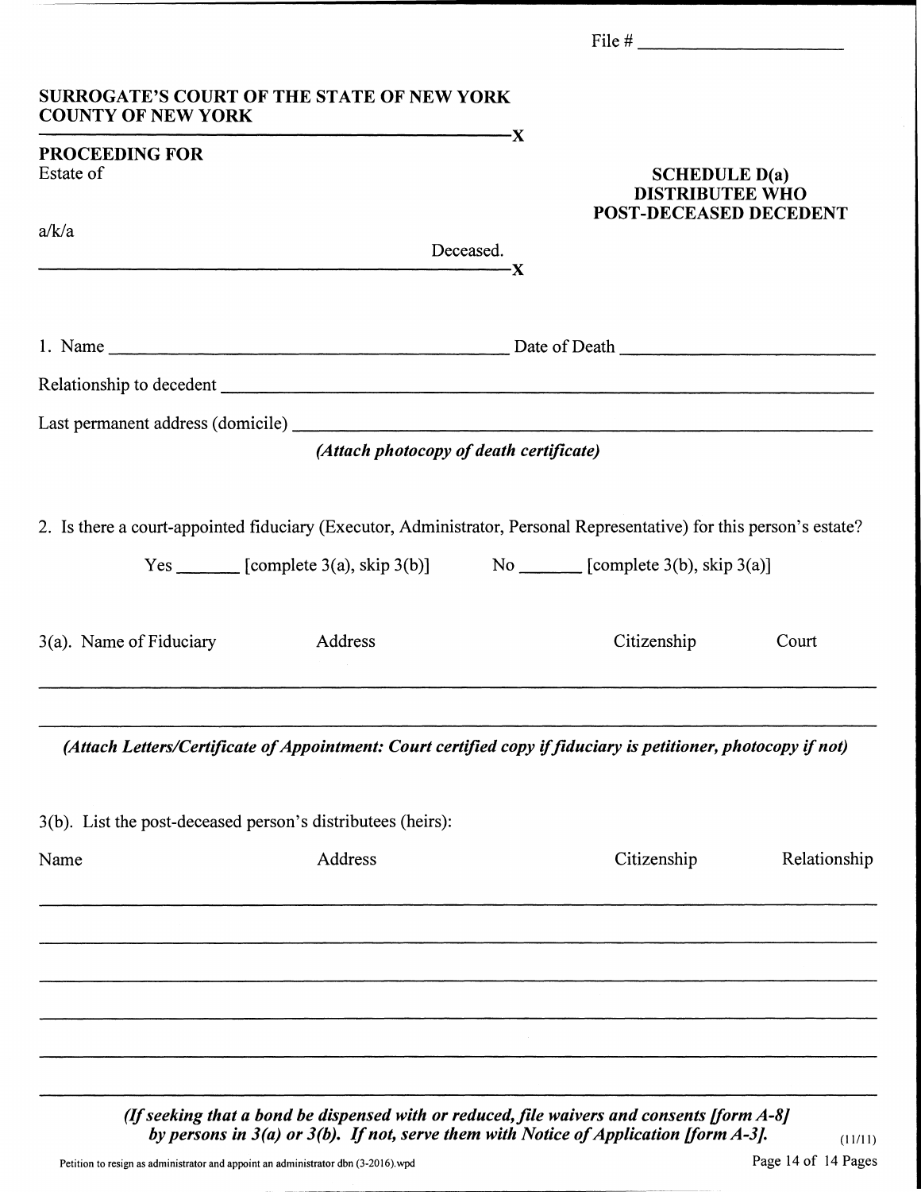File # ____________________

**SURROGATE'S COURT OF THE STATE OF NEW YORK**
**COUNTY OF NEW YORK**

---------------------------------------------------------------X

**PROCEEDING FOR**
Estate of

a/k/a

Deceased.

---------------------------------------------------------------X

**SCHEDULE D(a)**
**DISTRIBUTEE WHO POST-DECEASED DECEDENT**

1. Name ________________________________________ Date of Death ________________________

Relationship to decedent ________________________________________________________________

Last permanent address (domicile) ________________________________________________________

*(Attach photocopy of death certificate)*

2. Is there a court-appointed fiduciary (Executor, Administrator, Personal Representative) for this person's estate?

Yes _______ [complete 3(a), skip 3(b)]   No _______ [complete 3(b), skip 3(a)]

| 3(a). Name of Fiduciary | Address | Citizenship | Court |
|---|---|---|---|
| | | | |
| | | | |

*(Attach Letters/Certificate of Appointment: Court certified copy if fiduciary is petitioner, photocopy if not)*

3(b). List the post-deceased person's distributees (heirs):

| Name | Address | Citizenship | Relationship |
|---|---|---|---|
| | | | |
| | | | |
| | | | |
| | | | |
| | | | |
| | | | |

*(If seeking that a bond be dispensed with or reduced, file waivers and consents [form A-8] by persons in 3(a) or 3(b). If not, serve them with Notice of Application [form A-3].*

(11/11)

Petition to resign as administrator and appoint an administrator dbn (3-2016).wpd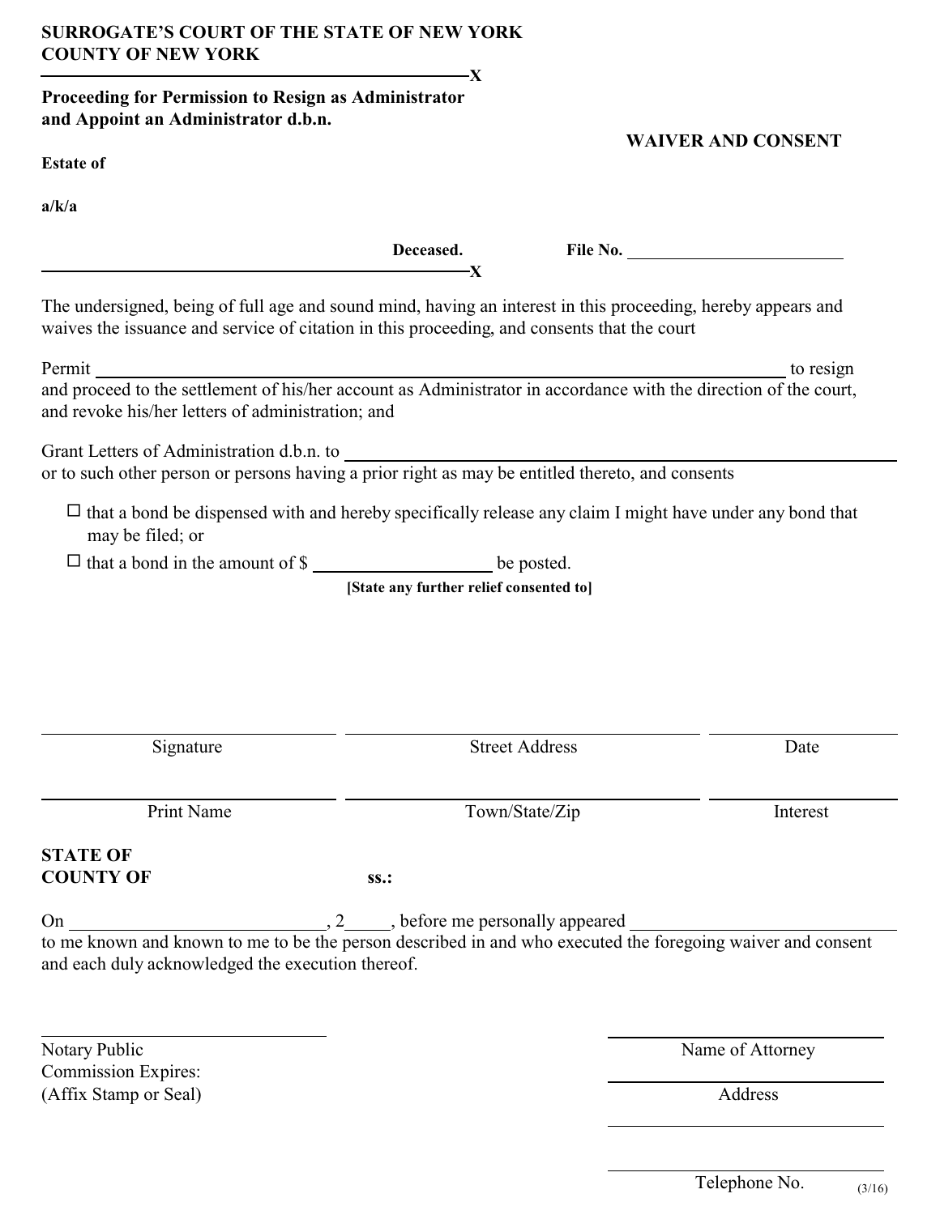**SURROGATE'S COURT OF THE STATE OF NEW YORK**
**COUNTY OF NEW YORK**

---

**Proceeding for Permission to Resign as Administrator and Appoint an Administrator d.b.n.**

**Estate of**

**a/k/a**

**Deceased.**

---

**WAIVER AND CONSENT**

**File No.** ______________________

The undersigned, being of full age and sound mind, having an interest in this proceeding, hereby appears and waives the issuance and service of citation in this proceeding, and consents that the court

Permit ________________________________________________ to resign and proceed to the settlement of his/her account as Administrator in accordance with the direction of the court, and revoke his/her letters of administration; and

Grant Letters of Administration d.b.n. to ________________________________________
or to such other person or persons having a prior right as may be entitled thereto, and consents

- ☐ that a bond be dispensed with and hereby specifically release any claim I might have under any bond that may be filed; or
- ☐ that a bond in the amount of $ __________________ be posted.

**[State any further relief consented to]**

| | | |
|---|---|---|
| Signature | Street Address | Date |
| Print Name | Town/State/Zip | Interest |

**STATE OF**
**COUNTY OF** **ss.:**

On __________________________, 2_____, before me personally appeared __________________________ to me known and known to me to be the person described in and who executed the foregoing waiver and consent and each duly acknowledged the execution thereof.

______________________________
Notary Public
Commission Expires:
(Affix Stamp or Seal)

______________________________
Name of Attorney

______________________________
Address

______________________________

______________________________
Telephone No.

(3/16)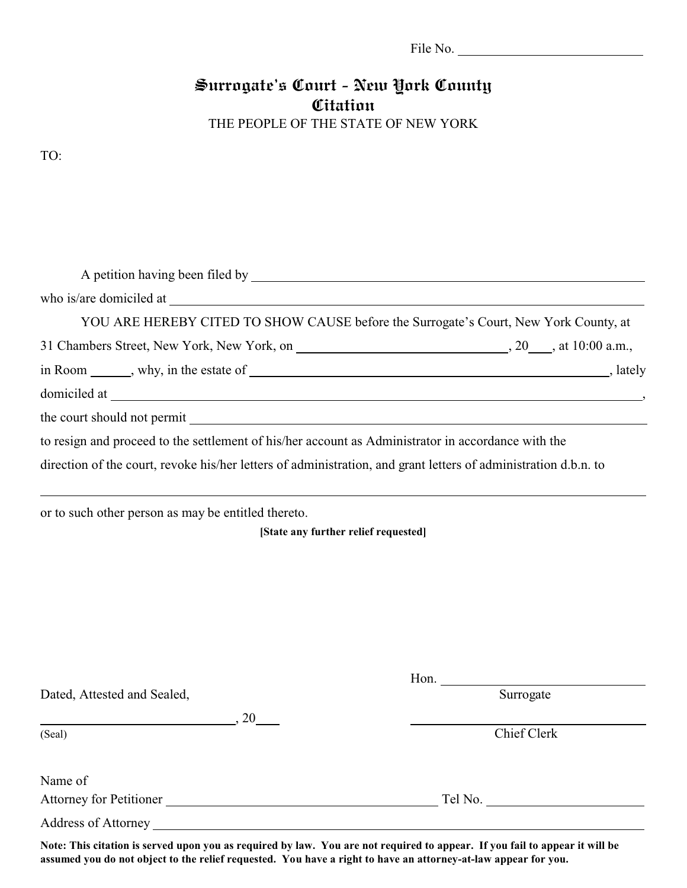File No. ___________________________

# Surrogate's Court - New York County
# Citation

THE PEOPLE OF THE STATE OF NEW YORK

TO:

A petition having been filed by ______________________________________________

who is/are domiciled at ______________________________________________

YOU ARE HEREBY CITED TO SHOW CAUSE before the Surrogate's Court, New York County, at 31 Chambers Street, New York, New York, on ____________________, 20___, at 10:00 a.m., in Room ______, why, in the estate of ______________________________________________, lately domiciled at ______________________________________________,

the court should not permit ______________________________________________

to resign and proceed to the settlement of his/her account as Administrator in accordance with the direction of the court, revoke his/her letters of administration, and grant letters of administration d.b.n. to

______________________________________________

or to such other person as may be entitled thereto.

**[State any further relief requested]**

Hon. ______________________________
Surrogate

Dated, Attested and Sealed,

______________________________, 20___
(Seal)

______________________________
Chief Clerk

Name of
Attorney for Petitioner ______________________________ Tel No. ____________________

Address of Attorney ______________________________________________

**Note: This citation is served upon you as required by law. You are not required to appear. If you fail to appear it will be assumed you do not object to the relief requested. You have a right to have an attorney-at-law appear for you.**